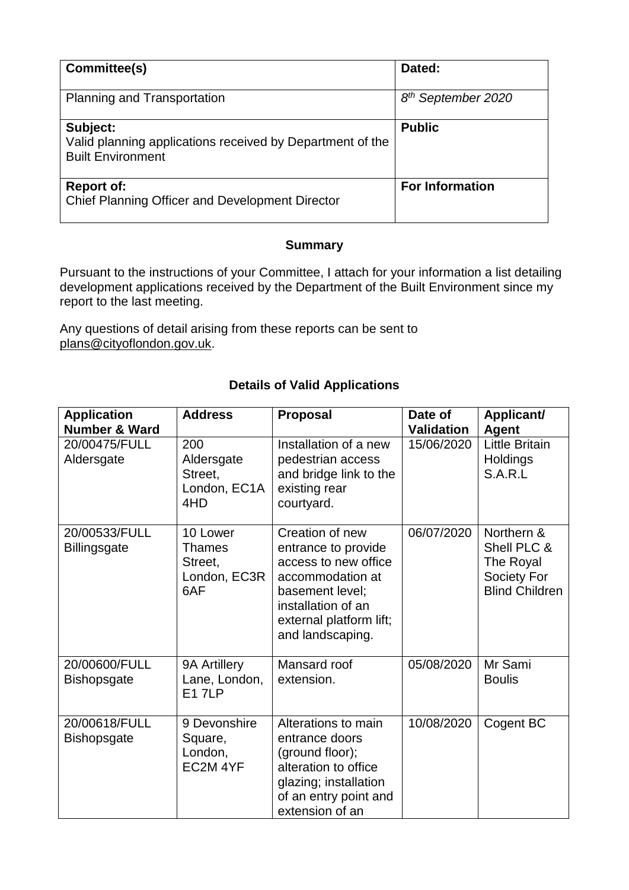| Committee(s) | Dated: |
|---|---|
| Planning and Transportation | *8th September 2020* |
| **Subject:** Valid planning applications received by Department of the Built Environment | **Public** |
| **Report of:** Chief Planning Officer and Development Director | **For Information** |

**Summary**

Pursuant to the instructions of your Committee, I attach for your information a list detailing development applications received by the Department of the Built Environment since my report to the last meeting.

Any questions of detail arising from these reports can be sent to plans@cityoflondon.gov.uk.

**Details of Valid Applications**

| Application Number & Ward | Address | Proposal | Date of Validation | Applicant/ Agent |
|---|---|---|---|---|
| 20/00475/FULL Aldersgate | 200 Aldersgate Street, London, EC1A 4HD | Installation of a new pedestrian access and bridge link to the existing rear courtyard. | 15/06/2020 | Little Britain Holdings S.A.R.L |
| 20/00533/FULL Billingsgate | 10 Lower Thames Street, London, EC3R 6AF | Creation of new entrance to provide access to new office accommodation at basement level; installation of an external platform lift; and landscaping. | 06/07/2020 | Northern & Shell PLC & The Royal Society For Blind Children |
| 20/00600/FULL Bishopsgate | 9A Artillery Lane, London, E1 7LP | Mansard roof extension. | 05/08/2020 | Mr Sami Boulis |
| 20/00618/FULL Bishopsgate | 9 Devonshire Square, London, EC2M 4YF | Alterations to main entrance doors (ground floor); alteration to office glazing; installation of an entry point and extension of an | 10/08/2020 | Cogent BC |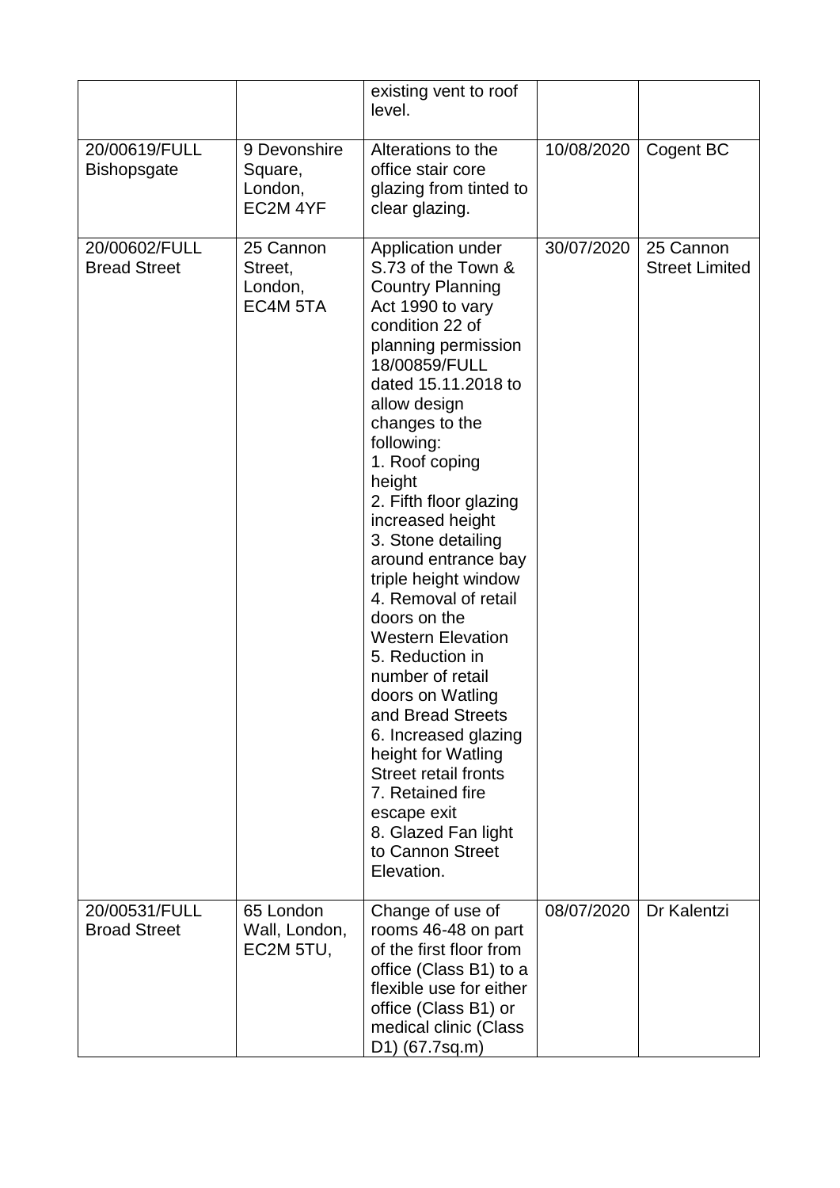| | | existing vent to roof level. | | |
|---|---|---|---|---|
| 20/00619/FULL Bishopsgate | 9 Devonshire Square, London, EC2M 4YF | Alterations to the office stair core glazing from tinted to clear glazing. | 10/08/2020 | Cogent BC |
| 20/00602/FULL Bread Street | 25 Cannon Street, London, EC4M 5TA | Application under S.73 of the Town & Country Planning Act 1990 to vary condition 22 of planning permission 18/00859/FULL dated 15.11.2018 to allow design changes to the following:<br>1. Roof coping height<br>2. Fifth floor glazing increased height<br>3. Stone detailing around entrance bay triple height window<br>4. Removal of retail doors on the Western Elevation<br>5. Reduction in number of retail doors on Watling and Bread Streets<br>6. Increased glazing height for Watling Street retail fronts<br>7. Retained fire escape exit<br>8. Glazed Fan light to Cannon Street Elevation. | 30/07/2020 | 25 Cannon Street Limited |
| 20/00531/FULL Broad Street | 65 London Wall, London, EC2M 5TU, | Change of use of rooms 46-48 on part of the first floor from office (Class B1) to a flexible use for either office (Class B1) or medical clinic (Class D1) (67.7sq.m) | 08/07/2020 | Dr Kalentzi |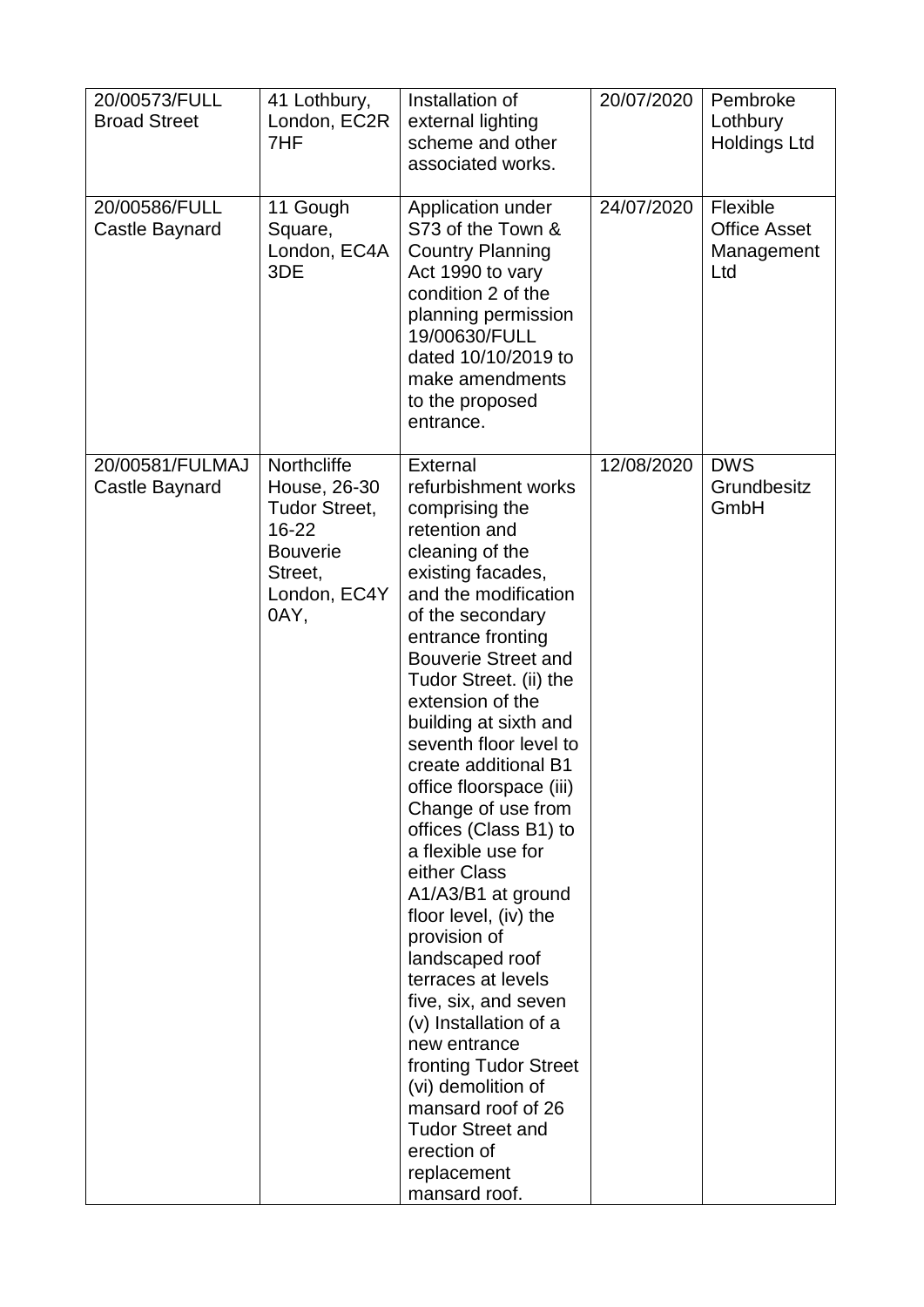| 20/00573/FULL Broad Street | 41 Lothbury, London, EC2R 7HF | Installation of external lighting scheme and other associated works. | 20/07/2020 | Pembroke Lothbury Holdings Ltd |
|---|---|---|---|---|
| 20/00586/FULL Castle Baynard | 11 Gough Square, London, EC4A 3DE | Application under S73 of the Town & Country Planning Act 1990 to vary condition 2 of the planning permission 19/00630/FULL dated 10/10/2019 to make amendments to the proposed entrance. | 24/07/2020 | Flexible Office Asset Management Ltd |
| 20/00581/FULMAJ Castle Baynard | Northcliffe House, 26-30 Tudor Street, 16-22 Bouverie Street, London, EC4Y 0AY, | External refurbishment works comprising the retention and cleaning of the existing facades, and the modification of the secondary entrance fronting Bouverie Street and Tudor Street. (ii) the extension of the building at sixth and seventh floor level to create additional B1 office floorspace (iii) Change of use from offices (Class B1) to a flexible use for either Class A1/A3/B1 at ground floor level, (iv) the provision of landscaped roof terraces at levels five, six, and seven (v) Installation of a new entrance fronting Tudor Street (vi) demolition of mansard roof of 26 Tudor Street and erection of replacement mansard roof. | 12/08/2020 | DWS Grundbesitz GmbH |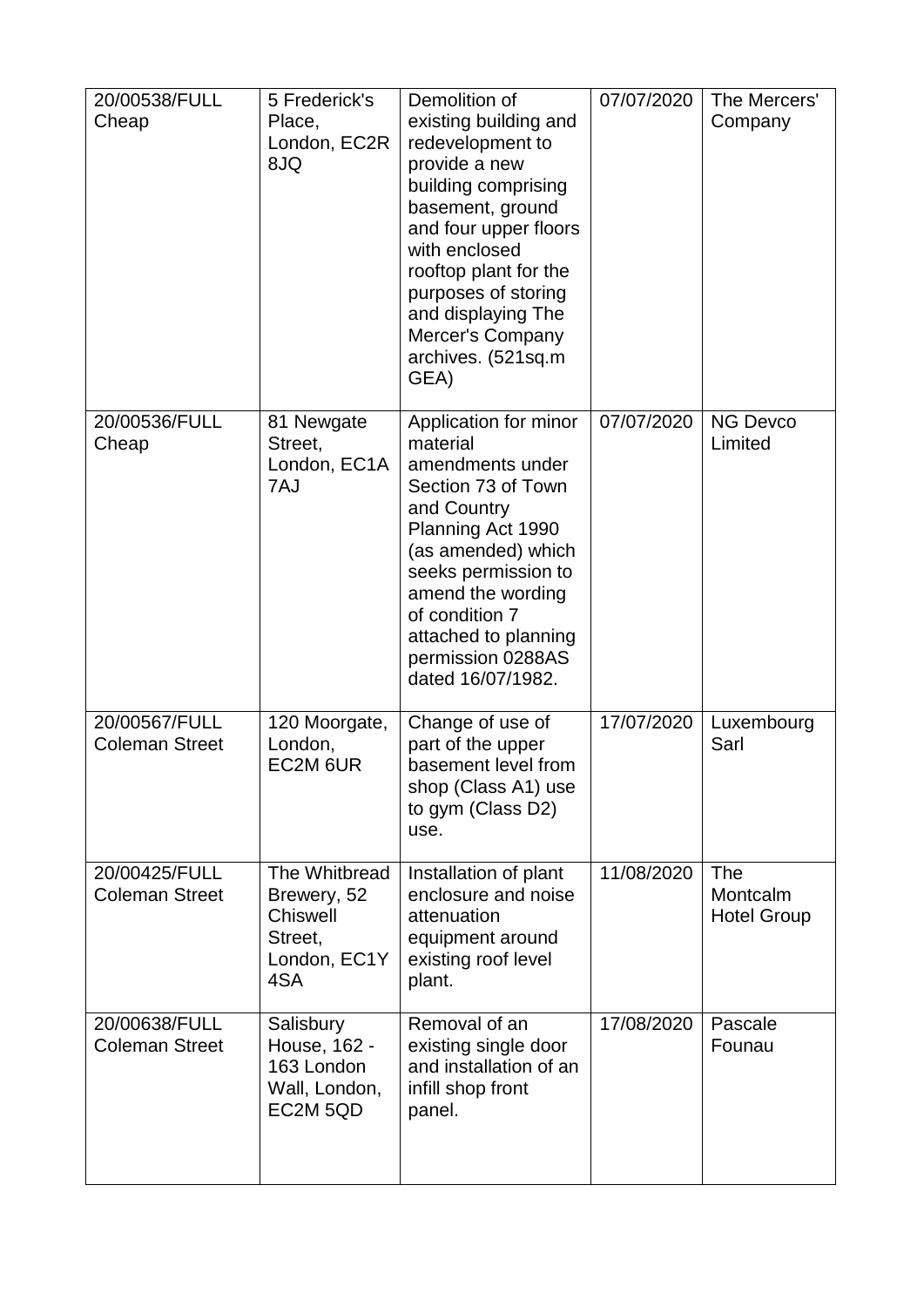| 20/00538/FULL Cheap | 5 Frederick's Place, London, EC2R 8JQ | Demolition of existing building and redevelopment to provide a new building comprising basement, ground and four upper floors with enclosed rooftop plant for the purposes of storing and displaying The Mercer's Company archives. (521sq.m GEA) | 07/07/2020 | The Mercers' Company |
|---|---|---|---|---|
| 20/00536/FULL Cheap | 81 Newgate Street, London, EC1A 7AJ | Application for minor material amendments under Section 73 of Town and Country Planning Act 1990 (as amended) which seeks permission to amend the wording of condition 7 attached to planning permission 0288AS dated 16/07/1982. | 07/07/2020 | NG Devco Limited |
| 20/00567/FULL Coleman Street | 120 Moorgate, London, EC2M 6UR | Change of use of part of the upper basement level from shop (Class A1) use to gym (Class D2) use. | 17/07/2020 | Luxembourg Sarl |
| 20/00425/FULL Coleman Street | The Whitbread Brewery, 52 Chiswell Street, London, EC1Y 4SA | Installation of plant enclosure and noise attenuation equipment around existing roof level plant. | 11/08/2020 | The Montcalm Hotel Group |
| 20/00638/FULL Coleman Street | Salisbury House, 162 - 163 London Wall, London, EC2M 5QD | Removal of an existing single door and installation of an infill shop front panel. | 17/08/2020 | Pascale Founau |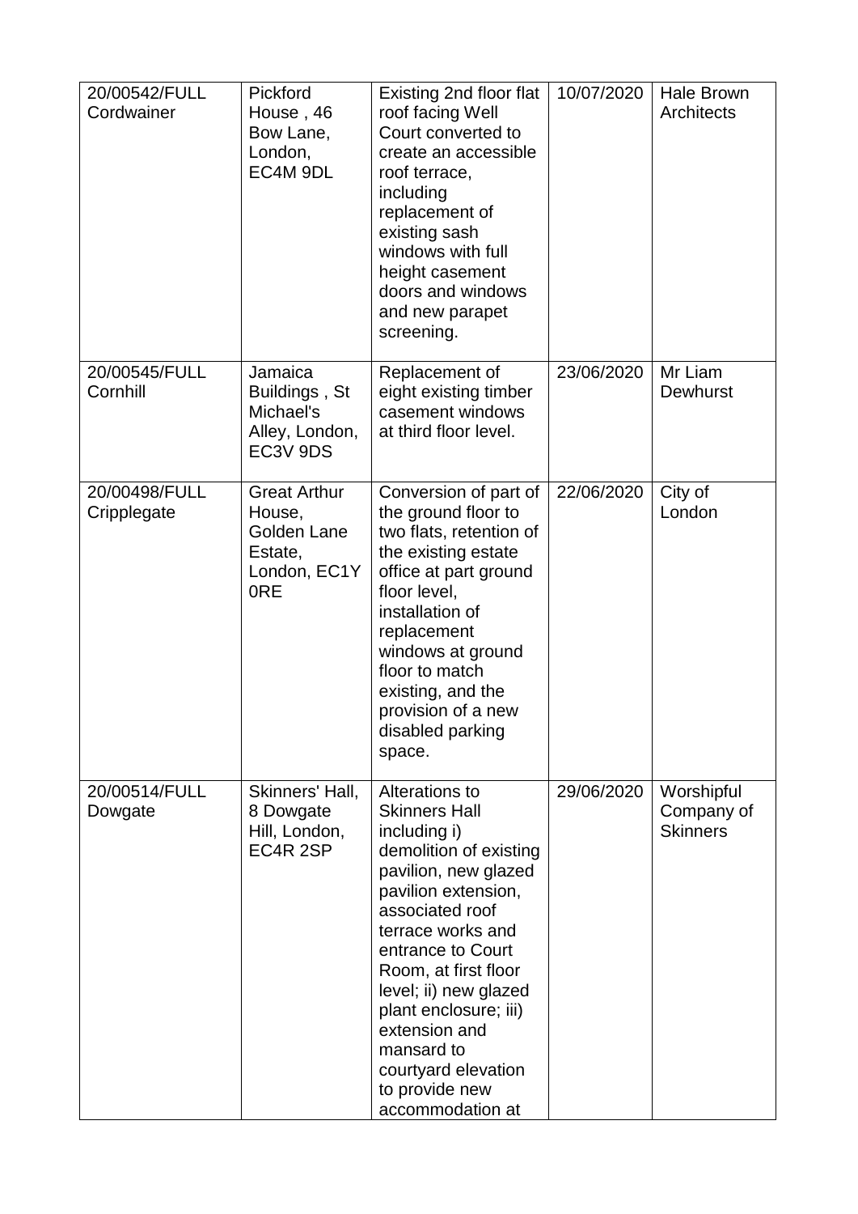| 20/00542/FULL Cordwainer | Pickford House , 46 Bow Lane, London, EC4M 9DL | Existing 2nd floor flat roof facing Well Court converted to create an accessible roof terrace, including replacement of existing sash windows with full height casement doors and windows and new parapet screening. | 10/07/2020 | Hale Brown Architects |
|---|---|---|---|---|
| 20/00545/FULL Cornhill | Jamaica Buildings , St Michael's Alley, London, EC3V 9DS | Replacement of eight existing timber casement windows at third floor level. | 23/06/2020 | Mr Liam Dewhurst |
| 20/00498/FULL Cripplegate | Great Arthur House, Golden Lane Estate, London, EC1Y 0RE | Conversion of part of the ground floor to two flats, retention of the existing estate office at part ground floor level, installation of replacement windows at ground floor to match existing, and the provision of a new disabled parking space. | 22/06/2020 | City of London |
| 20/00514/FULL Dowgate | Skinners' Hall, 8 Dowgate Hill, London, EC4R 2SP | Alterations to Skinners Hall including i) demolition of existing pavilion, new glazed pavilion extension, associated roof terrace works and entrance to Court Room, at first floor level; ii) new glazed plant enclosure; iii) extension and mansard to courtyard elevation to provide new accommodation at | 29/06/2020 | Worshipful Company of Skinners |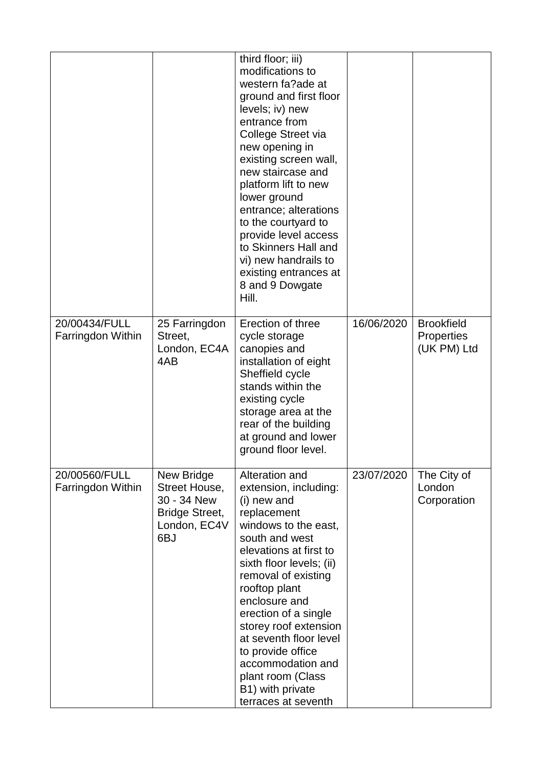| | | | | |
|---|---|---|---|---|
| | | third floor; iii) modifications to western fa?ade at ground and first floor levels; iv) new entrance from College Street via new opening in existing screen wall, new staircase and platform lift to new lower ground entrance; alterations to the courtyard to provide level access to Skinners Hall and vi) new handrails to existing entrances at 8 and 9 Dowgate Hill. | | |
| 20/00434/FULL Farringdon Within | 25 Farringdon Street, London, EC4A 4AB | Erection of three cycle storage canopies and installation of eight Sheffield cycle stands within the existing cycle storage area at the rear of the building at ground and lower ground floor level. | 16/06/2020 | Brookfield Properties (UK PM) Ltd |
| 20/00560/FULL Farringdon Within | New Bridge Street House, 30 - 34 New Bridge Street, London, EC4V 6BJ | Alteration and extension, including: (i) new and replacement windows to the east, south and west elevations at first to sixth floor levels; (ii) removal of existing rooftop plant enclosure and erection of a single storey roof extension at seventh floor level to provide office accommodation and plant room (Class B1) with private terraces at seventh | 23/07/2020 | The City of London Corporation |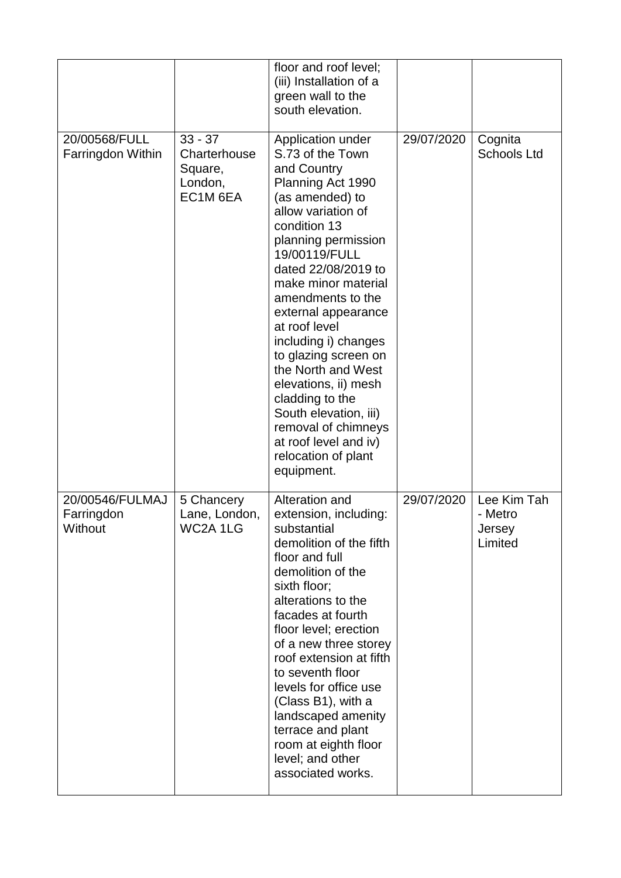| | | | | |
|---|---|---|---|---|
| | | floor and roof level; (iii) Installation of a green wall to the south elevation. | | |
| 20/00568/FULL Farringdon Within | 33 - 37 Charterhouse Square, London, EC1M 6EA | Application under S.73 of the Town and Country Planning Act 1990 (as amended) to allow variation of condition 13 planning permission 19/00119/FULL dated 22/08/2019 to make minor material amendments to the external appearance at roof level including i) changes to glazing screen on the North and West elevations, ii) mesh cladding to the South elevation, iii) removal of chimneys at roof level and iv) relocation of plant equipment. | 29/07/2020 | Cognita Schools Ltd |
| 20/00546/FULMAJ Farringdon Without | 5 Chancery Lane, London, WC2A 1LG | Alteration and extension, including: substantial demolition of the fifth floor and full demolition of the sixth floor; alterations to the facades at fourth floor level; erection of a new three storey roof extension at fifth to seventh floor levels for office use (Class B1), with a landscaped amenity terrace and plant room at eighth floor level; and other associated works. | 29/07/2020 | Lee Kim Tah - Metro Jersey Limited |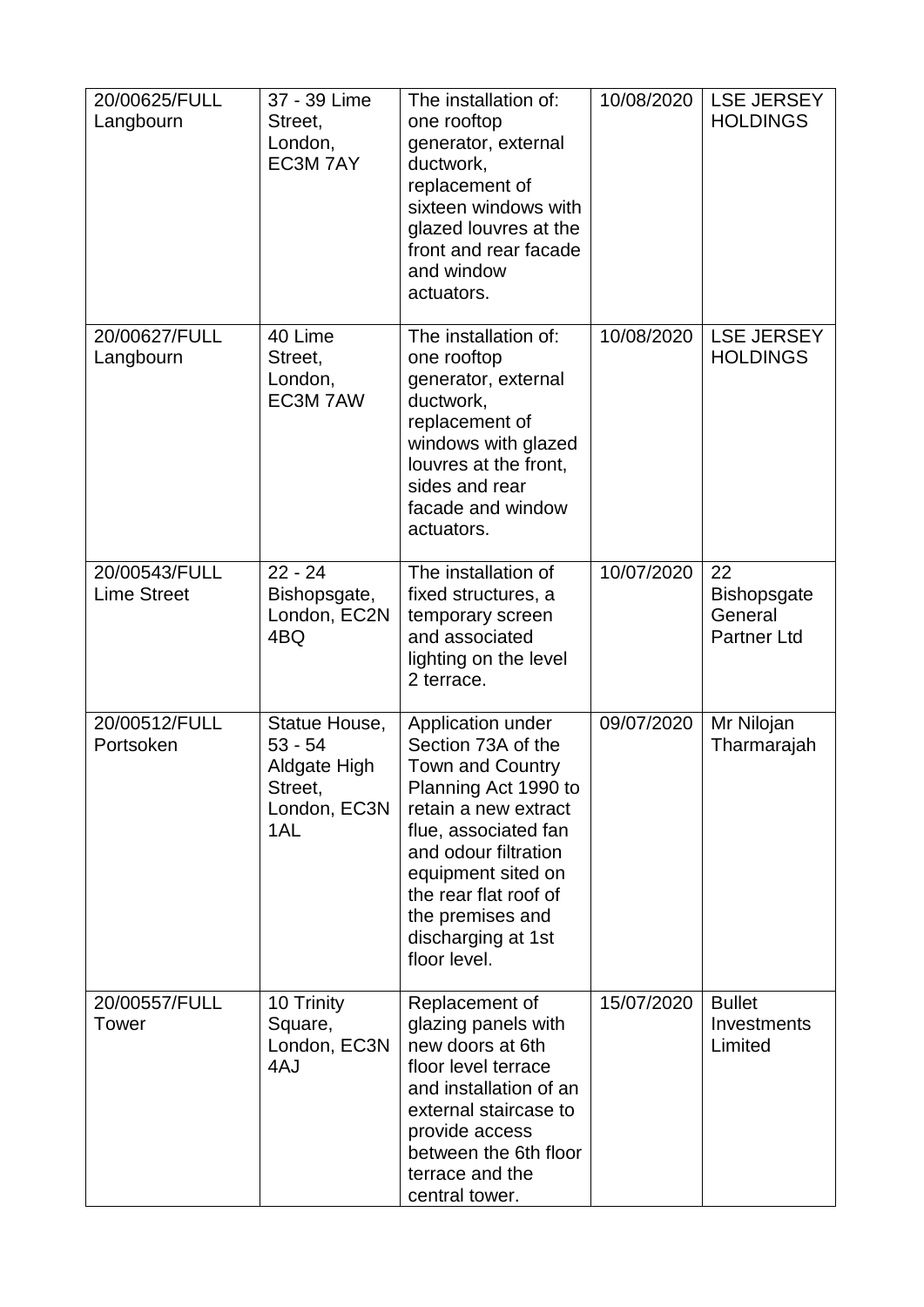| | | | | |
|---|---|---|---|---|
| 20/00625/FULL Langbourn | 37 - 39 Lime Street, London, EC3M 7AY | The installation of: one rooftop generator, external ductwork, replacement of sixteen windows with glazed louvres at the front and rear facade and window actuators. | 10/08/2020 | LSE JERSEY HOLDINGS |
| 20/00627/FULL Langbourn | 40 Lime Street, London, EC3M 7AW | The installation of: one rooftop generator, external ductwork, replacement of windows with glazed louvres at the front, sides and rear facade and window actuators. | 10/08/2020 | LSE JERSEY HOLDINGS |
| 20/00543/FULL Lime Street | 22 - 24 Bishopsgate, London, EC2N 4BQ | The installation of fixed structures, a temporary screen and associated lighting on the level 2 terrace. | 10/07/2020 | 22 Bishopsgate General Partner Ltd |
| 20/00512/FULL Portsoken | Statue House, 53 - 54 Aldgate High Street, London, EC3N 1AL | Application under Section 73A of the Town and Country Planning Act 1990 to retain a new extract flue, associated fan and odour filtration equipment sited on the rear flat roof of the premises and discharging at 1st floor level. | 09/07/2020 | Mr Nilojan Tharmarajah |
| 20/00557/FULL Tower | 10 Trinity Square, London, EC3N 4AJ | Replacement of glazing panels with new doors at 6th floor level terrace and installation of an external staircase to provide access between the 6th floor terrace and the central tower. | 15/07/2020 | Bullet Investments Limited |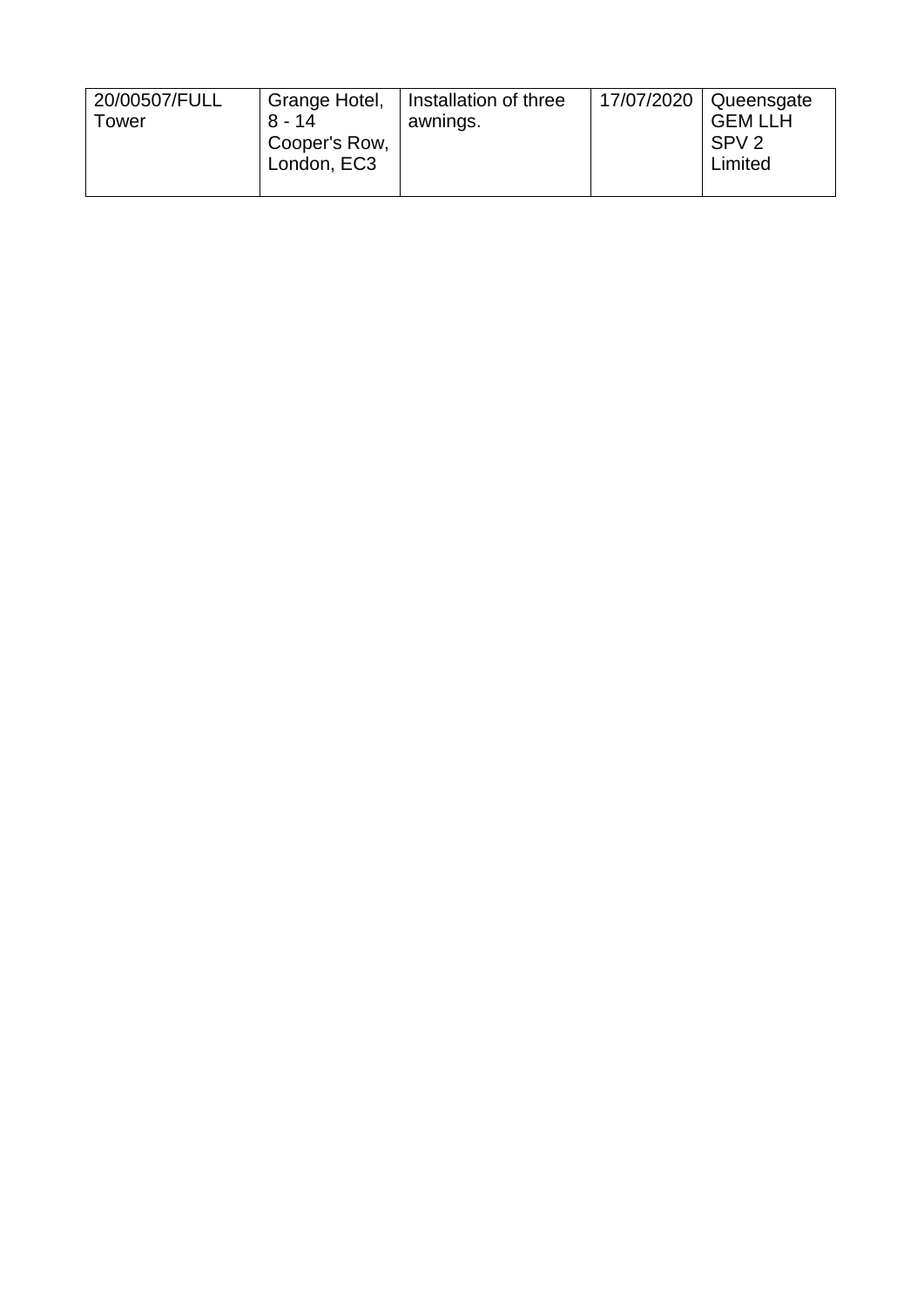| | | | | |
|---|---|---|---|---|
| 20/00507/FULL Tower | Grange Hotel, 8 - 14 Cooper's Row, London, EC3 | Installation of three awnings. | 17/07/2020 | Queensgate GEM LLH SPV 2 Limited |